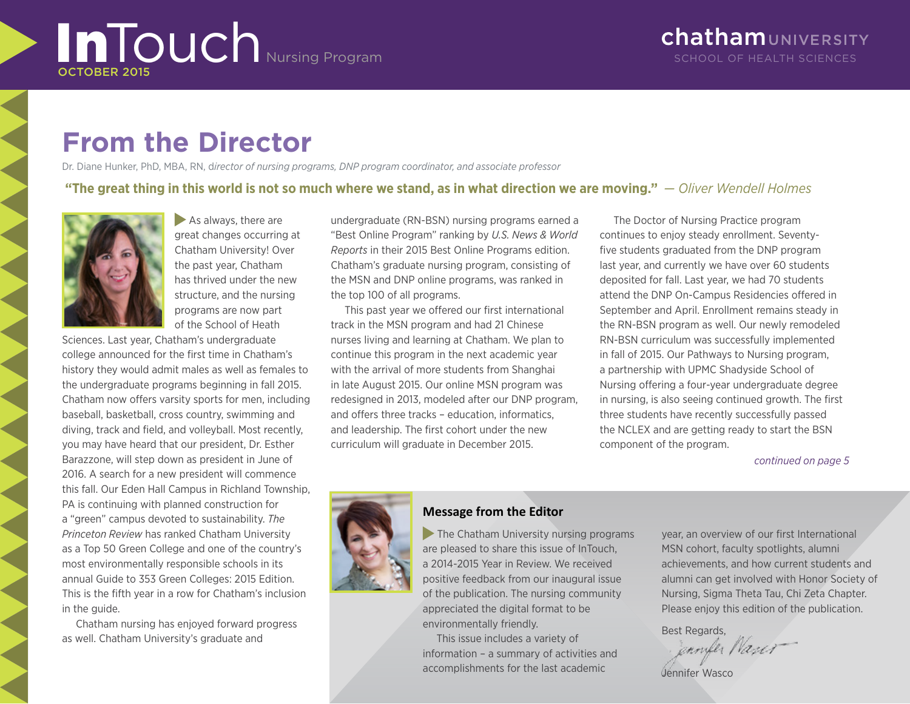# InTouch Nursing Program

OCTOBER 2015

chatham UNIVERSITY
SCHOOL OF HEALTH SCIENCES

## From the Director

Dr. Diane Hunker, PhD, MBA, RN, d*irector of nursing programs, DNP program coordinator, and associate professor*

**"The great thing in this world is not so much where we stand, as in what direction we are moving."** *— Oliver Wendell Holmes*

As always, there are great changes occurring at Chatham University! Over the past year, Chatham has thrived under the new structure, and the nursing programs are now part of the School of Heath Sciences. Last year, Chatham's undergraduate college announced for the first time in Chatham's history they would admit males as well as females to the undergraduate programs beginning in fall 2015. Chatham now offers varsity sports for men, including baseball, basketball, cross country, swimming and diving, track and field, and volleyball. Most recently, you may have heard that our president, Dr. Esther Barazzone, will step down as president in June of 2016. A search for a new president will commence this fall. Our Eden Hall Campus in Richland Township, PA is continuing with planned construction for a "green" campus devoted to sustainability. *The Princeton Review* has ranked Chatham University as a Top 50 Green College and one of the country's most environmentally responsible schools in its annual Guide to 353 Green Colleges: 2015 Edition. This is the fifth year in a row for Chatham's inclusion in the guide.

Chatham nursing has enjoyed forward progress as well. Chatham University's graduate and undergraduate (RN-BSN) nursing programs earned a "Best Online Program" ranking by *U.S. News & World Reports* in their 2015 Best Online Programs edition. Chatham's graduate nursing program, consisting of the MSN and DNP online programs, was ranked in the top 100 of all programs.

This past year we offered our first international track in the MSN program and had 21 Chinese nurses living and learning at Chatham. We plan to continue this program in the next academic year with the arrival of more students from Shanghai in late August 2015. Our online MSN program was redesigned in 2013, modeled after our DNP program, and offers three tracks – education, informatics, and leadership. The first cohort under the new curriculum will graduate in December 2015.

The Doctor of Nursing Practice program continues to enjoy steady enrollment. Seventy-five students graduated from the DNP program last year, and currently we have over 60 students deposited for fall. Last year, we had 70 students attend the DNP On-Campus Residencies offered in September and April. Enrollment remains steady in the RN-BSN program as well. Our newly remodeled RN-BSN curriculum was successfully implemented in fall of 2015. Our Pathways to Nursing program, a partnership with UPMC Shadyside School of Nursing offering a four-year undergraduate degree in nursing, is also seeing continued growth. The first three students have recently successfully passed the NCLEX and are getting ready to start the BSN component of the program.

*continued on page 5*

### Message from the Editor

The Chatham University nursing programs are pleased to share this issue of InTouch, a 2014-2015 Year in Review. We received positive feedback from our inaugural issue of the publication. The nursing community appreciated the digital format to be environmentally friendly.

This issue includes a variety of information – a summary of activities and accomplishments for the last academic year, an overview of our first International MSN cohort, faculty spotlights, alumni achievements, and how current students and alumni can get involved with Honor Society of Nursing, Sigma Theta Tau, Chi Zeta Chapter. Please enjoy this edition of the publication.

Best Regards,

Jennifer Wasco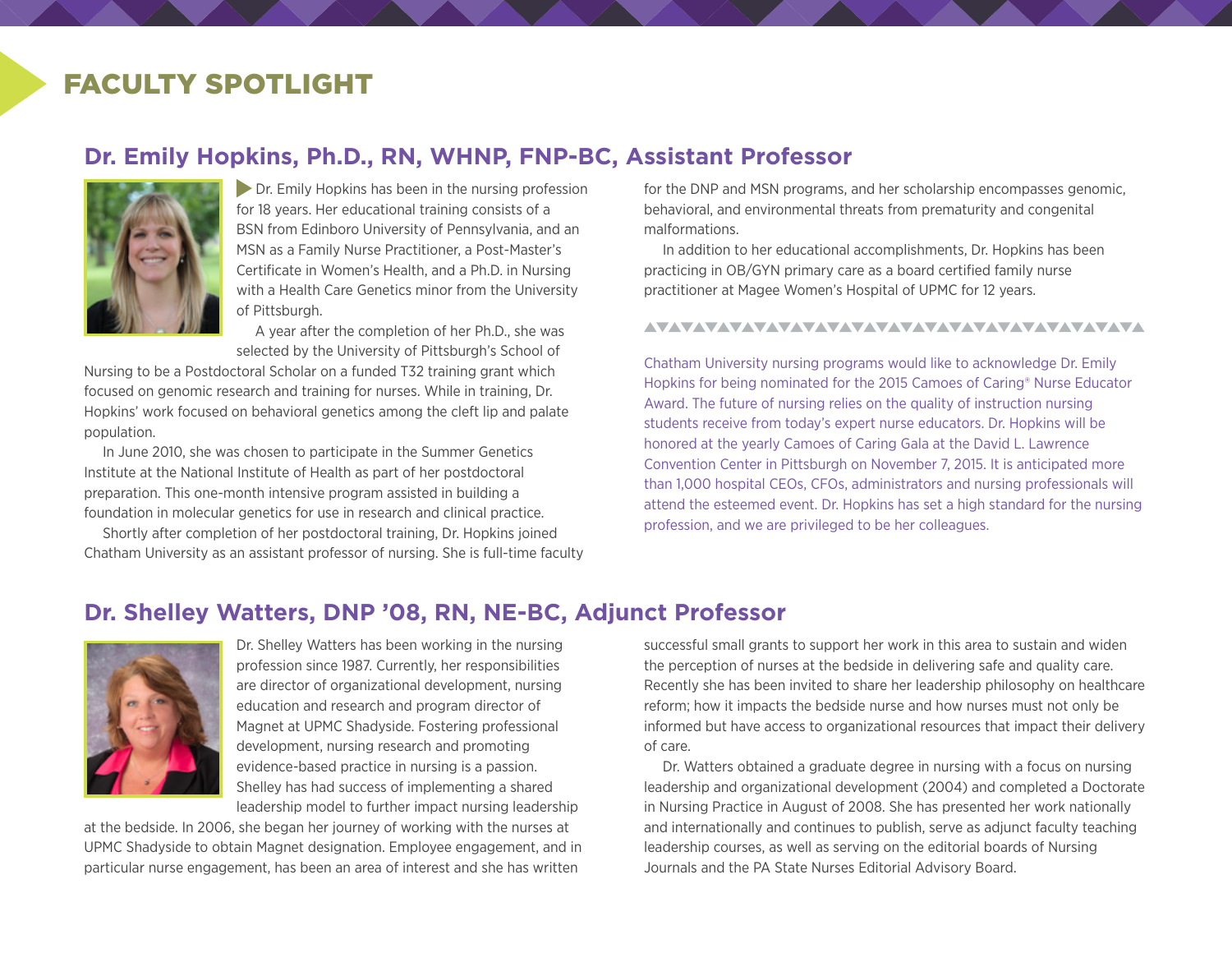# FACULTY SPOTLIGHT

## Dr. Emily Hopkins, Ph.D., RN, WHNP, FNP-BC, Assistant Professor

Dr. Emily Hopkins has been in the nursing profession for 18 years. Her educational training consists of a BSN from Edinboro University of Pennsylvania, and an MSN as a Family Nurse Practitioner, a Post-Master's Certificate in Women's Health, and a Ph.D. in Nursing with a Health Care Genetics minor from the University of Pittsburgh.

A year after the completion of her Ph.D., she was selected by the University of Pittsburgh's School of Nursing to be a Postdoctoral Scholar on a funded T32 training grant which focused on genomic research and training for nurses. While in training, Dr. Hopkins' work focused on behavioral genetics among the cleft lip and palate population.

In June 2010, she was chosen to participate in the Summer Genetics Institute at the National Institute of Health as part of her postdoctoral preparation. This one-month intensive program assisted in building a foundation in molecular genetics for use in research and clinical practice.

Shortly after completion of her postdoctoral training, Dr. Hopkins joined Chatham University as an assistant professor of nursing. She is full-time faculty for the DNP and MSN programs, and her scholarship encompasses genomic, behavioral, and environmental threats from prematurity and congenital malformations.

In addition to her educational accomplishments, Dr. Hopkins has been practicing in OB/GYN primary care as a board certified family nurse practitioner at Magee Women's Hospital of UPMC for 12 years.

Chatham University nursing programs would like to acknowledge Dr. Emily Hopkins for being nominated for the 2015 Camoes of Caring® Nurse Educator Award. The future of nursing relies on the quality of instruction nursing students receive from today's expert nurse educators. Dr. Hopkins will be honored at the yearly Camoes of Caring Gala at the David L. Lawrence Convention Center in Pittsburgh on November 7, 2015. It is anticipated more than 1,000 hospital CEOs, CFOs, administrators and nursing professionals will attend the esteemed event. Dr. Hopkins has set a high standard for the nursing profession, and we are privileged to be her colleagues.

## Dr. Shelley Watters, DNP '08, RN, NE-BC, Adjunct Professor

Dr. Shelley Watters has been working in the nursing profession since 1987. Currently, her responsibilities are director of organizational development, nursing education and research and program director of Magnet at UPMC Shadyside. Fostering professional development, nursing research and promoting evidence-based practice in nursing is a passion. Shelley has had success of implementing a shared leadership model to further impact nursing leadership at the bedside. In 2006, she began her journey of working with the nurses at UPMC Shadyside to obtain Magnet designation. Employee engagement, and in particular nurse engagement, has been an area of interest and she has written successful small grants to support her work in this area to sustain and widen the perception of nurses at the bedside in delivering safe and quality care. Recently she has been invited to share her leadership philosophy on healthcare reform; how it impacts the bedside nurse and how nurses must not only be informed but have access to organizational resources that impact their delivery of care.

Dr. Watters obtained a graduate degree in nursing with a focus on nursing leadership and organizational development (2004) and completed a Doctorate in Nursing Practice in August of 2008. She has presented her work nationally and internationally and continues to publish, serve as adjunct faculty teaching leadership courses, as well as serving on the editorial boards of Nursing Journals and the PA State Nurses Editorial Advisory Board.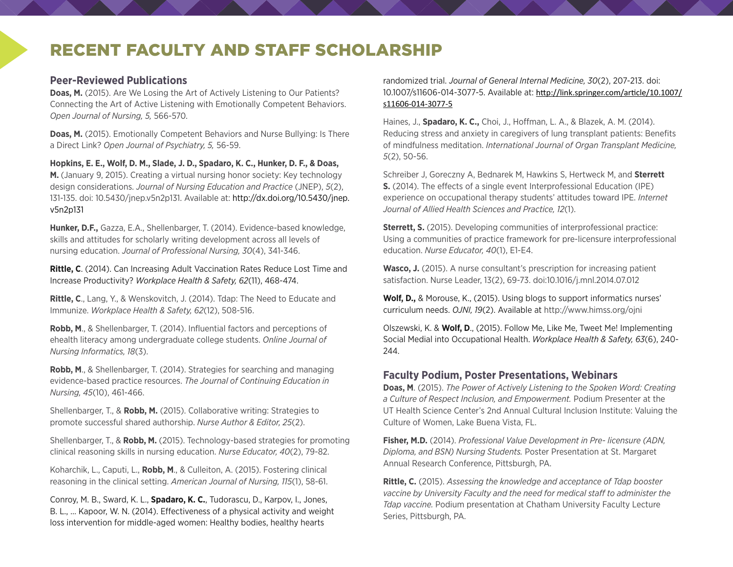# RECENT FACULTY AND STAFF SCHOLARSHIP

## Peer-Reviewed Publications

**Doas, M.** (2015). Are We Losing the Art of Actively Listening to Our Patients? Connecting the Art of Active Listening with Emotionally Competent Behaviors. *Open Journal of Nursing, 5,* 566-570.

**Doas, M.** (2015). Emotionally Competent Behaviors and Nurse Bullying: Is There a Direct Link? *Open Journal of Psychiatry, 5,* 56-59.

**Hopkins, E. E., Wolf, D. M., Slade, J. D., Spadaro, K. C., Hunker, D. F., & Doas, M.** (January 9, 2015). Creating a virtual nursing honor society: Key technology design considerations. *Journal of Nursing Education and Practice* (JNEP), *5*(2), 131-135. doi: 10.5430/jnep.v5n2p131. Available at: http://dx.doi.org/10.5430/jnep.v5n2p131

**Hunker, D.F.,** Gazza, E.A., Shellenbarger, T. (2014). Evidence-based knowledge, skills and attitudes for scholarly writing development across all levels of nursing education. *Journal of Professional Nursing, 30*(4), 341-346.

**Rittle, C**. (2014). Can Increasing Adult Vaccination Rates Reduce Lost Time and Increase Productivity? *Workplace Health & Safety, 62*(11), 468-474.

**Rittle, C**., Lang, Y., & Wenskovitch, J. (2014). Tdap: The Need to Educate and Immunize. *Workplace Health & Safety, 62*(12), 508-516.

**Robb, M**., & Shellenbarger, T. (2014). Influential factors and perceptions of ehealth literacy among undergraduate college students. *Online Journal of Nursing Informatics, 18*(3).

**Robb, M**., & Shellenbarger, T. (2014). Strategies for searching and managing evidence-based practice resources. *The Journal of Continuing Education in Nursing, 45*(10), 461-466.

Shellenbarger, T., & **Robb, M.** (2015). Collaborative writing: Strategies to promote successful shared authorship. *Nurse Author & Editor, 25*(2).

Shellenbarger, T., & **Robb, M.** (2015). Technology-based strategies for promoting clinical reasoning skills in nursing education. *Nurse Educator, 40*(2), 79-82.

Koharchik, L., Caputi, L., **Robb, M**., & Culleiton, A. (2015). Fostering clinical reasoning in the clinical setting. *American Journal of Nursing, 115*(1), 58-61.

Conroy, M. B., Sward, K. L., **Spadaro, K. C.**, Tudorascu, D., Karpov, I., Jones, B. L., … Kapoor, W. N. (2014). Effectiveness of a physical activity and weight loss intervention for middle-aged women: Healthy bodies, healthy hearts randomized trial. *Journal of General Internal Medicine, 30*(2), 207-213. doi: 10.1007/s11606-014-3077-5. Available at: http://link.springer.com/article/10.1007/s11606-014-3077-5

Haines, J., **Spadaro, K. C.,** Choi, J., Hoffman, L. A., & Blazek, A. M. (2014). Reducing stress and anxiety in caregivers of lung transplant patients: Benefits of mindfulness meditation. *International Journal of Organ Transplant Medicine, 5*(2), 50-56.

Schreiber J, Goreczny A, Bednarek M, Hawkins S, Hertweck M, and **Sterrett S.** (2014). The effects of a single event Interprofessional Education (IPE) experience on occupational therapy students' attitudes toward IPE. *Internet Journal of Allied Health Sciences and Practice, 12*(1).

**Sterrett, S.** (2015). Developing communities of interprofessional practice: Using a communities of practice framework for pre-licensure interprofessional education. *Nurse Educator, 40*(1), E1-E4.

**Wasco, J.** (2015). A nurse consultant's prescription for increasing patient satisfaction. Nurse Leader, 13(2), 69-73. doi:10.1016/j.mnl.2014.07.012

**Wolf, D.,** & Morouse, K., (2015). Using blogs to support informatics nurses' curriculum needs. *OJNI, 19*(2). Available at http://www.himss.org/ojni

Olszewski, K. & **Wolf, D**., (2015). Follow Me, Like Me, Tweet Me! Implementing Social Medial into Occupational Health. *Workplace Health & Safety, 63*(6), 240-244.

## Faculty Podium, Poster Presentations, Webinars

**Doas, M**. (2015). *The Power of Actively Listening to the Spoken Word: Creating a Culture of Respect Inclusion, and Empowerment.* Podium Presenter at the UT Health Science Center's 2nd Annual Cultural Inclusion Institute: Valuing the Culture of Women, Lake Buena Vista, FL.

**Fisher, M.D.** (2014). *Professional Value Development in Pre- licensure (ADN, Diploma, and BSN) Nursing Students.* Poster Presentation at St. Margaret Annual Research Conference, Pittsburgh, PA.

**Rittle, C.** (2015). *Assessing the knowledge and acceptance of Tdap booster vaccine by University Faculty and the need for medical staff to administer the Tdap vaccine.* Podium presentation at Chatham University Faculty Lecture Series, Pittsburgh, PA.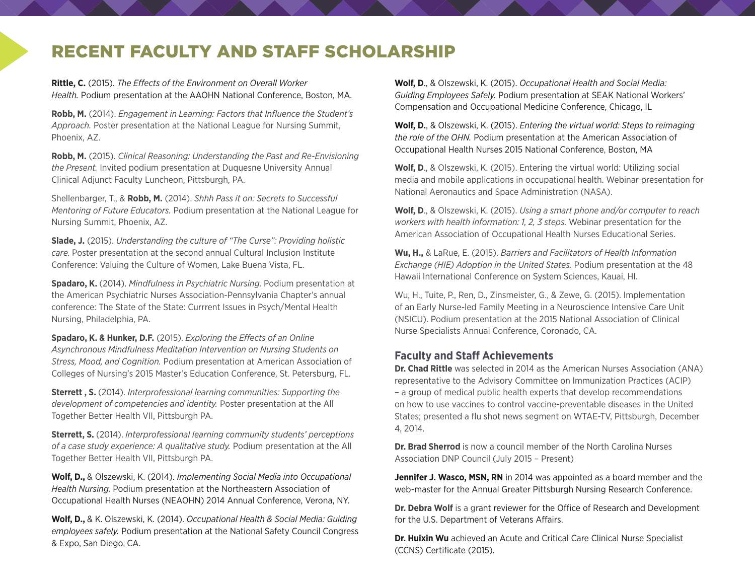# RECENT FACULTY AND STAFF SCHOLARSHIP

**Rittle, C.** (2015). *The Effects of the Environment on Overall Worker Health.* Podium presentation at the AAOHN National Conference, Boston, MA.

**Robb, M.** (2014). *Engagement in Learning: Factors that Influence the Student's Approach.* Poster presentation at the National League for Nursing Summit, Phoenix, AZ.

**Robb, M.** (2015). *Clinical Reasoning: Understanding the Past and Re-Envisioning the Present.* Invited podium presentation at Duquesne University Annual Clinical Adjunct Faculty Luncheon, Pittsburgh, PA.

Shellenbarger, T., & **Robb, M.** (2014). *Shhh Pass it on: Secrets to Successful Mentoring of Future Educators.* Podium presentation at the National League for Nursing Summit, Phoenix, AZ.

**Slade, J.** (2015). *Understanding the culture of "The Curse": Providing holistic care.* Poster presentation at the second annual Cultural Inclusion Institute Conference: Valuing the Culture of Women, Lake Buena Vista, FL.

**Spadaro, K.** (2014). *Mindfulness in Psychiatric Nursing.* Podium presentation at the American Psychiatric Nurses Association-Pennsylvania Chapter's annual conference: The State of the State: Currrent Issues in Psych/Mental Health Nursing, Philadelphia, PA.

**Spadaro, K. & Hunker, D.F.** (2015). *Exploring the Effects of an Online Asynchronous Mindfulness Meditation Intervention on Nursing Students on Stress, Mood, and Cognition.* Podium presentation at American Association of Colleges of Nursing's 2015 Master's Education Conference, St. Petersburg, FL.

**Sterrett , S.** (2014). *Interprofessional learning communities: Supporting the development of competencies and identity.* Poster presentation at the All Together Better Health VII, Pittsburgh PA.

**Sterrett, S.** (2014). *Interprofessional learning community students' perceptions of a case study experience: A qualitative study.* Podium presentation at the All Together Better Health VII, Pittsburgh PA.

**Wolf, D.,** & Olszewski, K. (2014). *Implementing Social Media into Occupational Health Nursing.* Podium presentation at the Northeastern Association of Occupational Health Nurses (NEAOHN) 2014 Annual Conference, Verona, NY.

**Wolf, D.,** & K. Olszewski, K. (2014). *Occupational Health & Social Media: Guiding employees safely.* Podium presentation at the National Safety Council Congress & Expo, San Diego, CA.

**Wolf, D**., & Olszewski, K. (2015). *Occupational Health and Social Media: Guiding Employees Safely.* Podium presentation at SEAK National Workers' Compensation and Occupational Medicine Conference, Chicago, IL

**Wolf, D.**, & Olszewski, K. (2015). *Entering the virtual world: Steps to reimaging the role of the OHN.* Podium presentation at the American Association of Occupational Health Nurses 2015 National Conference, Boston, MA

**Wolf, D**., & Olszewski, K. (2015). Entering the virtual world: Utilizing social media and mobile applications in occupational health. Webinar presentation for National Aeronautics and Space Administration (NASA).

**Wolf, D**., & Olszewski, K. (2015). *Using a smart phone and/or computer to reach workers with health information: 1, 2, 3 steps.* Webinar presentation for the American Association of Occupational Health Nurses Educational Series.

**Wu, H.,** & LaRue, E. (2015). *Barriers and Facilitators of Health Information Exchange (HIE) Adoption in the United States.* Podium presentation at the 48 Hawaii International Conference on System Sciences, Kauai, HI.

Wu, H., Tuite, P., Ren, D., Zinsmeister, G., & Zewe, G. (2015). Implementation of an Early Nurse-led Family Meeting in a Neuroscience Intensive Care Unit (NSICU). Podium presentation at the 2015 National Association of Clinical Nurse Specialists Annual Conference, Coronado, CA.

## Faculty and Staff Achievements

**Dr. Chad Rittle** was selected in 2014 as the American Nurses Association (ANA) representative to the Advisory Committee on Immunization Practices (ACIP) – a group of medical public health experts that develop recommendations on how to use vaccines to control vaccine-preventable diseases in the United States; presented a flu shot news segment on WTAE-TV, Pittsburgh, December 4, 2014.

**Dr. Brad Sherrod** is now a council member of the North Carolina Nurses Association DNP Council (July 2015 – Present)

**Jennifer J. Wasco, MSN, RN** in 2014 was appointed as a board member and the web-master for the Annual Greater Pittsburgh Nursing Research Conference.

**Dr. Debra Wolf** is a grant reviewer for the Office of Research and Development for the U.S. Department of Veterans Affairs.

**Dr. Huixin Wu** achieved an Acute and Critical Care Clinical Nurse Specialist (CCNS) Certificate (2015).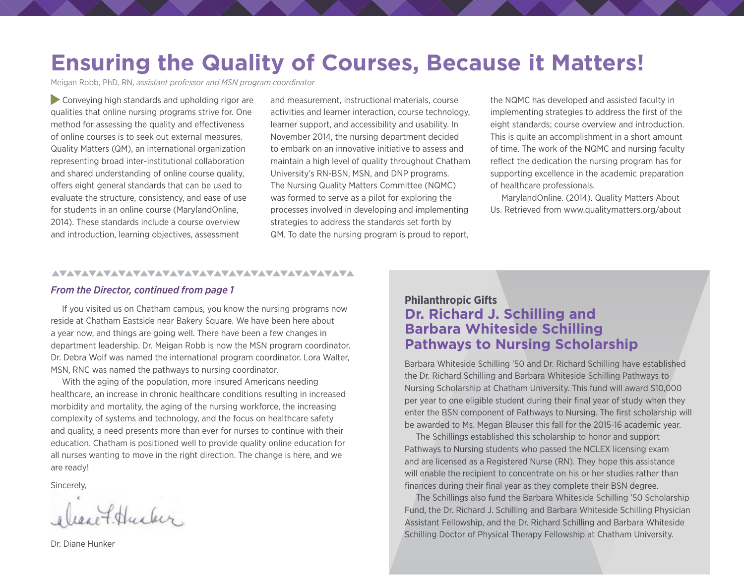# Ensuring the Quality of Courses, Because it Matters!

Meigan Robb, PhD, RN, *assistant professor and MSN program coordinator*

Conveying high standards and upholding rigor are qualities that online nursing programs strive for. One method for assessing the quality and effectiveness of online courses is to seek out external measures. Quality Matters (QM), an international organization representing broad inter-institutional collaboration and shared understanding of online course quality, offers eight general standards that can be used to evaluate the structure, consistency, and ease of use for students in an online course (MarylandOnline, 2014). These standards include a course overview and introduction, learning objectives, assessment and measurement, instructional materials, course activities and learner interaction, course technology, learner support, and accessibility and usability. In November 2014, the nursing department decided to embark on an innovative initiative to assess and maintain a high level of quality throughout Chatham University's RN-BSN, MSN, and DNP programs. The Nursing Quality Matters Committee (NQMC) was formed to serve as a pilot for exploring the processes involved in developing and implementing strategies to address the standards set forth by QM. To date the nursing program is proud to report, the NQMC has developed and assisted faculty in implementing strategies to address the first of the eight standards; course overview and introduction. This is quite an accomplishment in a short amount of time. The work of the NQMC and nursing faculty reflect the dedication the nursing program has for supporting excellence in the academic preparation of healthcare professionals.

MarylandOnline. (2014). Quality Matters About Us. Retrieved from www.qualitymatters.org/about

### *From the Director, continued from page 1*

If you visited us on Chatham campus, you know the nursing programs now reside at Chatham Eastside near Bakery Square. We have been here about a year now, and things are going well. There have been a few changes in department leadership. Dr. Meigan Robb is now the MSN program coordinator. Dr. Debra Wolf was named the international program coordinator. Lora Walter, MSN, RNC was named the pathways to nursing coordinator.

With the aging of the population, more insured Americans needing healthcare, an increase in chronic healthcare conditions resulting in increased morbidity and mortality, the aging of the nursing workforce, the increasing complexity of systems and technology, and the focus on healthcare safety and quality, a need presents more than ever for nurses to continue with their education. Chatham is positioned well to provide quality online education for all nurses wanting to move in the right direction. The change is here, and we are ready!

Sincerely,

Dr. Diane Hunker

**Philanthropic Gifts**

## Dr. Richard J. Schilling and Barbara Whiteside Schilling Pathways to Nursing Scholarship

Barbara Whiteside Schilling '50 and Dr. Richard Schilling have established the Dr. Richard Schilling and Barbara Whiteside Schilling Pathways to Nursing Scholarship at Chatham University. This fund will award $10,000 per year to one eligible student during their final year of study when they enter the BSN component of Pathways to Nursing. The first scholarship will be awarded to Ms. Megan Blauser this fall for the 2015-16 academic year.

The Schillings established this scholarship to honor and support Pathways to Nursing students who passed the NCLEX licensing exam and are licensed as a Registered Nurse (RN). They hope this assistance will enable the recipient to concentrate on his or her studies rather than finances during their final year as they complete their BSN degree.

The Schillings also fund the Barbara Whiteside Schilling '50 Scholarship Fund, the Dr. Richard J. Schilling and Barbara Whiteside Schilling Physician Assistant Fellowship, and the Dr. Richard Schilling and Barbara Whiteside Schilling Doctor of Physical Therapy Fellowship at Chatham University.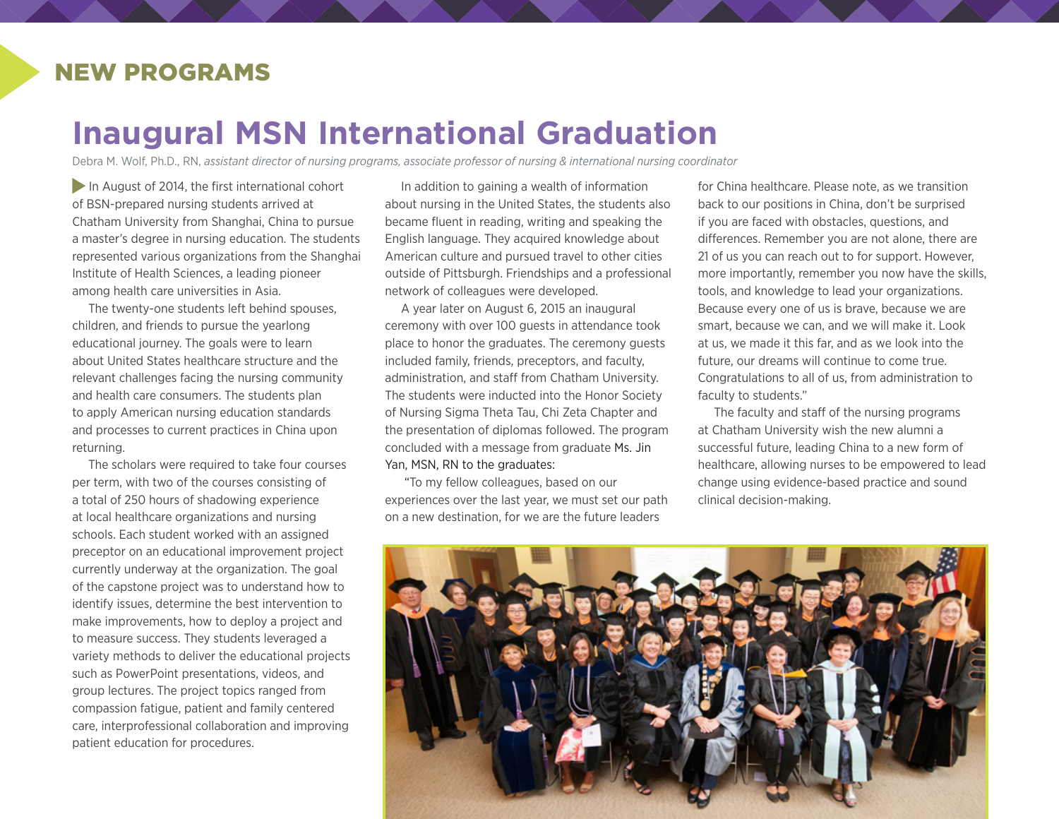## NEW PROGRAMS

# Inaugural MSN International Graduation

Debra M. Wolf, Ph.D., RN, *assistant director of nursing programs, associate professor of nursing & international nursing coordinator*

In August of 2014, the first international cohort of BSN-prepared nursing students arrived at Chatham University from Shanghai, China to pursue a master's degree in nursing education. The students represented various organizations from the Shanghai Institute of Health Sciences, a leading pioneer among health care universities in Asia.

The twenty-one students left behind spouses, children, and friends to pursue the yearlong educational journey. The goals were to learn about United States healthcare structure and the relevant challenges facing the nursing community and health care consumers. The students plan to apply American nursing education standards and processes to current practices in China upon returning.

The scholars were required to take four courses per term, with two of the courses consisting of a total of 250 hours of shadowing experience at local healthcare organizations and nursing schools. Each student worked with an assigned preceptor on an educational improvement project currently underway at the organization. The goal of the capstone project was to understand how to identify issues, determine the best intervention to make improvements, how to deploy a project and to measure success. They students leveraged a variety methods to deliver the educational projects such as PowerPoint presentations, videos, and group lectures. The project topics ranged from compassion fatigue, patient and family centered care, interprofessional collaboration and improving patient education for procedures.

In addition to gaining a wealth of information about nursing in the United States, the students also became fluent in reading, writing and speaking the English language. They acquired knowledge about American culture and pursued travel to other cities outside of Pittsburgh. Friendships and a professional network of colleagues were developed.

A year later on August 6, 2015 an inaugural ceremony with over 100 guests in attendance took place to honor the graduates. The ceremony guests included family, friends, preceptors, and faculty, administration, and staff from Chatham University. The students were inducted into the Honor Society of Nursing Sigma Theta Tau, Chi Zeta Chapter and the presentation of diplomas followed. The program concluded with a message from graduate Ms. Jin Yan, MSN, RN to the graduates:

"To my fellow colleagues, based on our experiences over the last year, we must set our path on a new destination, for we are the future leaders for China healthcare. Please note, as we transition back to our positions in China, don't be surprised if you are faced with obstacles, questions, and differences. Remember you are not alone, there are 21 of us you can reach out to for support. However, more importantly, remember you now have the skills, tools, and knowledge to lead your organizations. Because every one of us is brave, because we are smart, because we can, and we will make it. Look at us, we made it this far, and as we look into the future, our dreams will continue to come true. Congratulations to all of us, from administration to faculty to students."

The faculty and staff of the nursing programs at Chatham University wish the new alumni a successful future, leading China to a new form of healthcare, allowing nurses to be empowered to lead change using evidence-based practice and sound clinical decision-making.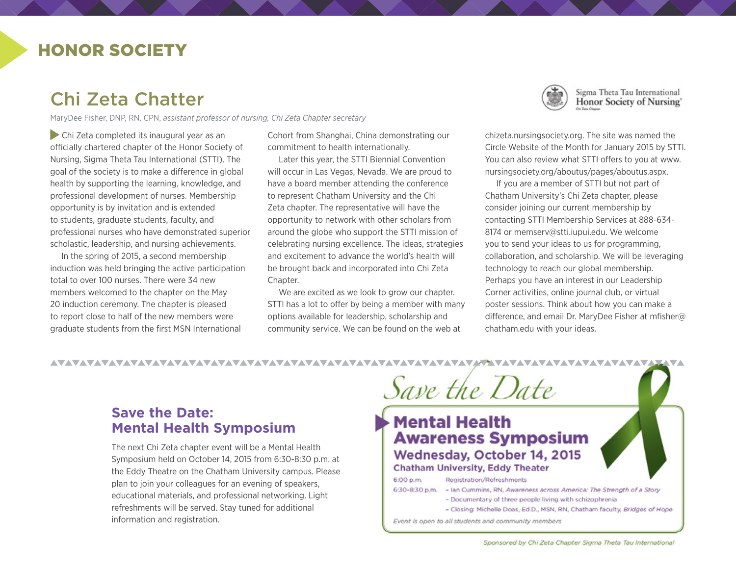# HONOR SOCIETY

## Chi Zeta Chatter

MaryDee Fisher, DNP, RN, CPN, *assistant professor of nursing, Chi Zeta Chapter secretary*

Sigma Theta Tau International Honor Society of Nursing

Chi Zeta completed its inaugural year as an officially chartered chapter of the Honor Society of Nursing, Sigma Theta Tau International (STTI). The goal of the society is to make a difference in global health by supporting the learning, knowledge, and professional development of nurses. Membership opportunity is by invitation and is extended to students, graduate students, faculty, and professional nurses who have demonstrated superior scholastic, leadership, and nursing achievements.

In the spring of 2015, a second membership induction was held bringing the active participation total to over 100 nurses. There were 34 new members welcomed to the chapter on the May 20 induction ceremony. The chapter is pleased to report close to half of the new members were graduate students from the first MSN International Cohort from Shanghai, China demonstrating our commitment to health internationally.

Later this year, the STTI Biennial Convention will occur in Las Vegas, Nevada. We are proud to have a board member attending the conference to represent Chatham University and the Chi Zeta chapter. The representative will have the opportunity to network with other scholars from around the globe who support the STTI mission of celebrating nursing excellence. The ideas, strategies and excitement to advance the world's health will be brought back and incorporated into Chi Zeta Chapter.

We are excited as we look to grow our chapter. STTI has a lot to offer by being a member with many options available for leadership, scholarship and community service. We can be found on the web at chizeta.nursingsociety.org. The site was named the Circle Website of the Month for January 2015 by STTI. You can also review what STTI offers to you at www.nursingsociety.org/aboutus/pages/aboutus.aspx.

If you are a member of STTI but not part of Chatham University's Chi Zeta chapter, please consider joining our current membership by contacting STTI Membership Services at 888-634-8174 or memserv@stti.iupui.edu. We welcome you to send your ideas to us for programming, collaboration, and scholarship. We will be leveraging technology to reach our global membership. Perhaps you have an interest in our Leadership Corner activities, online journal club, or virtual poster sessions. Think about how you can make a difference, and email Dr. MaryDee Fisher at mfisher@chatham.edu with your ideas.

## Save the Date: Mental Health Symposium

The next Chi Zeta chapter event will be a Mental Health Symposium held on October 14, 2015 from 6:30-8:30 p.m. at the Eddy Theatre on the Chatham University campus. Please plan to join your colleagues for an evening of speakers, educational materials, and professional networking. Light refreshments will be served. Stay tuned for additional information and registration.

*Save the Date*

**Mental Health Awareness Symposium**

**Wednesday, October 14, 2015**

**Chatham University, Eddy Theater**

| | |
|---|---|
| 6:00 p.m. | Registration/Refreshments |
| 6:30-8:30 p.m. | - Ian Cummins, RN, *Awareness across America: The Strength of a Story* |
| | - Documentary of three people living with schizophrenia |
| | - Closing: Michelle Doas, Ed.D., MSN, RN, Chatham faculty, *Bridges of Hope* |

*Event is open to all students and community members*

*Sponsored by Chi Zeta Chapter Sigma Theta Tau International*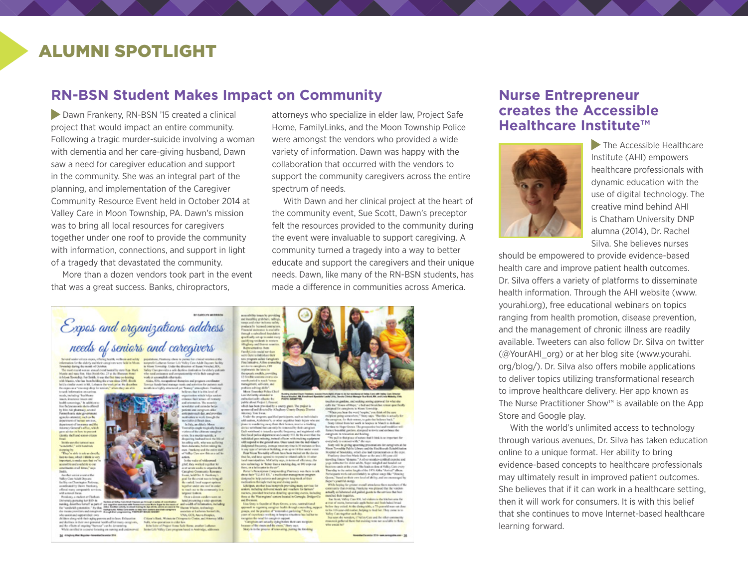# ALUMNI SPOTLIGHT

## RN-BSN Student Makes Impact on Community

Dawn Frankeny, RN-BSN '15 created a clinical project that would impact an entire community. Following a tragic murder-suicide involving a woman with dementia and her care-giving husband, Dawn saw a need for caregiver education and support in the community. She was an integral part of the planning, and implementation of the Caregiver Community Resource Event held in October 2014 at Valley Care in Moon Township, PA. Dawn's mission was to bring all local resources for caregivers together under one roof to provide the community with information, connections, and support in light of a tragedy that devastated the community.

More than a dozen vendors took part in the event that was a great success. Banks, chiropractors, attorneys who specialize in elder law, Project Safe Home, FamilyLinks, and the Moon Township Police were amongst the vendors who provided a wide variety of information. Dawn was happy with the collaboration that occurred with the vendors to support the community caregivers across the entire spectrum of needs.

With Dawn and her clinical project at the heart of the community event, Sue Scott, Dawn's preceptor felt the resources provided to the community during the event were invaluable to support caregiving. A community turned a tragedy into a way to better educate and support the caregivers and their unique needs. Dawn, like many of the RN-BSN students, has made a difference in communities across America.

## Nurse Entrepreneur creates the Accessible Healthcare Institute™

The Accessible Healthcare Institute (AHI) empowers healthcare professionals with dynamic education with the use of digital technology. The creative mind behind AHI is Chatham University DNP alumna (2014), Dr. Rachel Silva. She believes nurses should be empowered to provide evidence-based health care and improve patient health outcomes. Dr. Silva offers a variety of platforms to disseminate health information. Through the AHI website (www.yourahi.org), free educational webinars on topics ranging from health promotion, disease prevention, and the management of chronic illness are readily available. Tweeters can also follow Dr. Silva on twitter (@YourAHI_org) or at her blog site (www.yourahi.org/blog/). Dr. Silva also offers mobile applications to deliver topics utilizing transformational research to improve healthcare delivery. Her app known as The Nurse Practitioner Show™ is available on the App Store and Google play.

With the world's unlimited access to technology through various avenues, Dr. Silva has taken education online to a unique format. Her ability to bring evidence-based concepts to healthcare professionals may ultimately result in improved patient outcomes. She believes that if it can work in a healthcare setting, then it will work for consumers. It is with this belief that she continues to move Internet-based healthcare learning forward.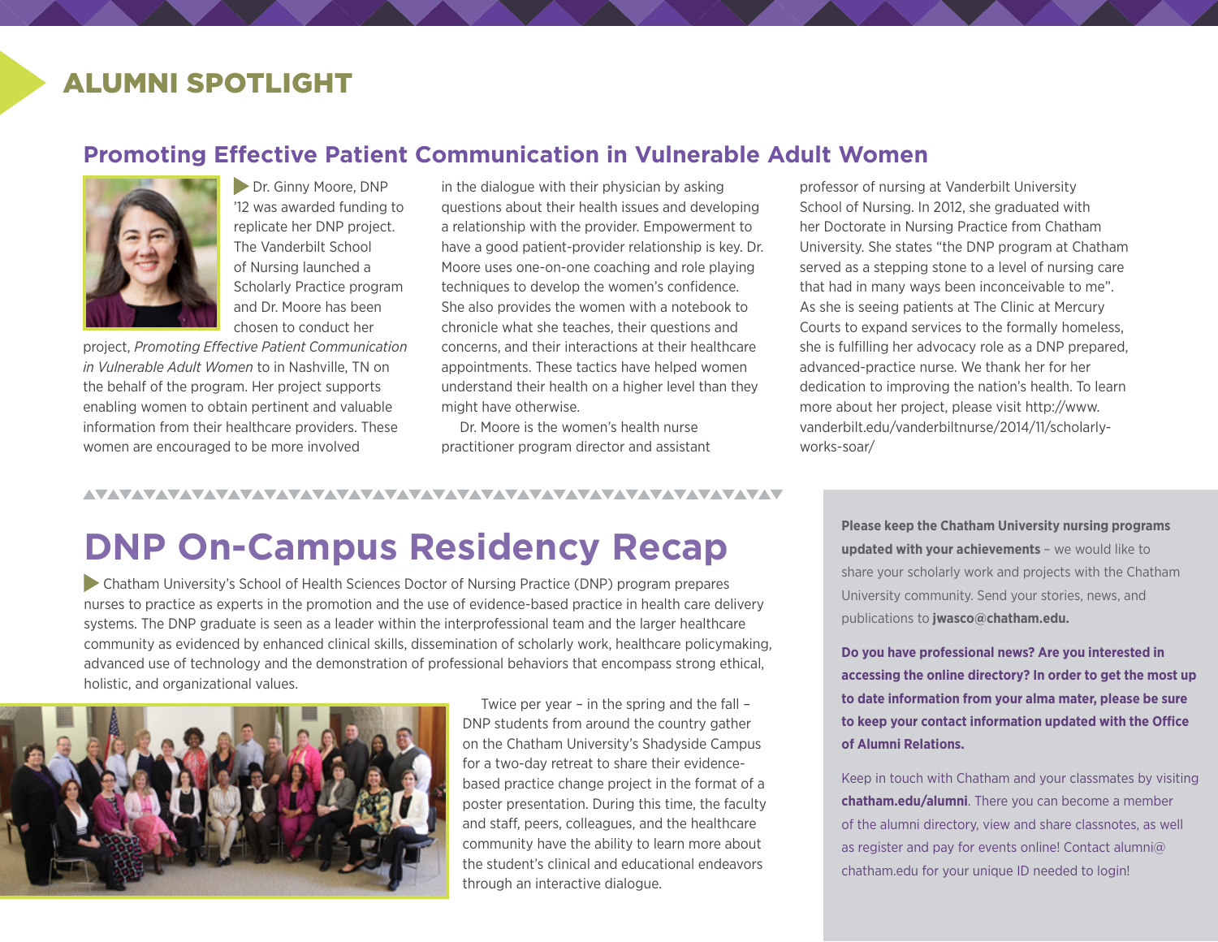# ALUMNI SPOTLIGHT

## Promoting Effective Patient Communication in Vulnerable Adult Women

Dr. Ginny Moore, DNP '12 was awarded funding to replicate her DNP project. The Vanderbilt School of Nursing launched a Scholarly Practice program and Dr. Moore has been chosen to conduct her project, *Promoting Effective Patient Communication in Vulnerable Adult Women* to in Nashville, TN on the behalf of the program. Her project supports enabling women to obtain pertinent and valuable information from their healthcare providers. These women are encouraged to be more involved in the dialogue with their physician by asking questions about their health issues and developing a relationship with the provider. Empowerment to have a good patient-provider relationship is key. Dr. Moore uses one-on-one coaching and role playing techniques to develop the women's confidence. She also provides the women with a notebook to chronicle what she teaches, their questions and concerns, and their interactions at their healthcare appointments. These tactics have helped women understand their health on a higher level than they might have otherwise.

Dr. Moore is the women's health nurse practitioner program director and assistant professor of nursing at Vanderbilt University School of Nursing. In 2012, she graduated with her Doctorate in Nursing Practice from Chatham University. She states "the DNP program at Chatham served as a stepping stone to a level of nursing care that had in many ways been inconceivable to me". As she is seeing patients at The Clinic at Mercury Courts to expand services to the formally homeless, she is fulfilling her advocacy role as a DNP prepared, advanced-practice nurse. We thank her for her dedication to improving the nation's health. To learn more about her project, please visit http://www.vanderbilt.edu/vanderbiltnurse/2014/11/scholarly-works-soar/

# DNP On-Campus Residency Recap

Chatham University's School of Health Sciences Doctor of Nursing Practice (DNP) program prepares nurses to practice as experts in the promotion and the use of evidence-based practice in health care delivery systems. The DNP graduate is seen as a leader within the interprofessional team and the larger healthcare community as evidenced by enhanced clinical skills, dissemination of scholarly work, healthcare policymaking, advanced use of technology and the demonstration of professional behaviors that encompass strong ethical, holistic, and organizational values.

Twice per year – in the spring and the fall – DNP students from around the country gather on the Chatham University's Shadyside Campus for a two-day retreat to share their evidence-based practice change project in the format of a poster presentation. During this time, the faculty and staff, peers, colleagues, and the healthcare community have the ability to learn more about the student's clinical and educational endeavors through an interactive dialogue.

**Please keep the Chatham University nursing programs updated with your achievements** – we would like to share your scholarly work and projects with the Chatham University community. Send your stories, news, and publications to **jwasco@chatham.edu.**

**Do you have professional news? Are you interested in accessing the online directory? In order to get the most up to date information from your alma mater, please be sure to keep your contact information updated with the Office of Alumni Relations.**

Keep in touch with Chatham and your classmates by visiting **chatham.edu/alumni**. There you can become a member of the alumni directory, view and share classnotes, as well as register and pay for events online! Contact alumni@chatham.edu for your unique ID needed to login!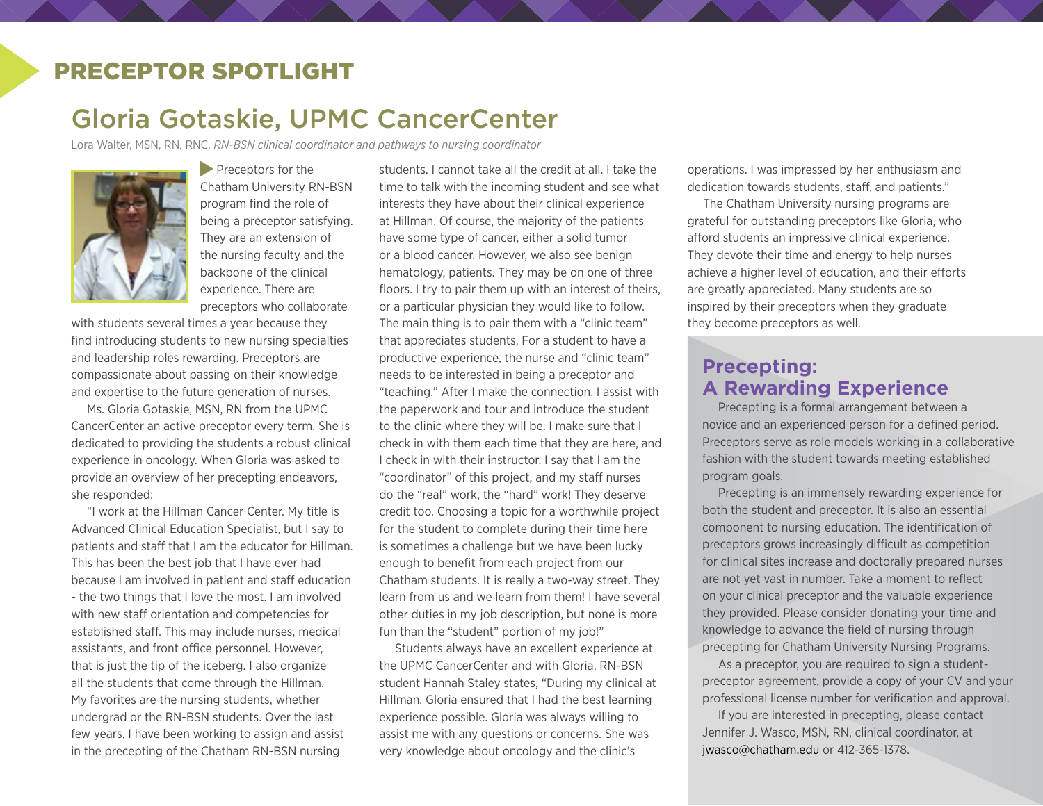# PRECEPTOR SPOTLIGHT

## Gloria Gotaskie, UPMC CancerCenter

Lora Walter, MSN, RN, RNC, *RN-BSN clinical coordinator and pathways to nursing coordinator*

Preceptors for the Chatham University RN-BSN program find the role of being a preceptor satisfying. They are an extension of the nursing faculty and the backbone of the clinical experience. There are preceptors who collaborate with students several times a year because they find introducing students to new nursing specialties and leadership roles rewarding. Preceptors are compassionate about passing on their knowledge and expertise to the future generation of nurses.

Ms. Gloria Gotaskie, MSN, RN from the UPMC CancerCenter an active preceptor every term. She is dedicated to providing the students a robust clinical experience in oncology. When Gloria was asked to provide an overview of her precepting endeavors, she responded:

"I work at the Hillman Cancer Center. My title is Advanced Clinical Education Specialist, but I say to patients and staff that I am the educator for Hillman. This has been the best job that I have ever had because I am involved in patient and staff education - the two things that I love the most. I am involved with new staff orientation and competencies for established staff. This may include nurses, medical assistants, and front office personnel. However, that is just the tip of the iceberg. I also organize all the students that come through the Hillman. My favorites are the nursing students, whether undergrad or the RN-BSN students. Over the last few years, I have been working to assign and assist in the precepting of the Chatham RN-BSN nursing students. I cannot take all the credit at all. I take the time to talk with the incoming student and see what interests they have about their clinical experience at Hillman. Of course, the majority of the patients have some type of cancer, either a solid tumor or a blood cancer. However, we also see benign hematology, patients. They may be on one of three floors. I try to pair them up with an interest of theirs, or a particular physician they would like to follow. The main thing is to pair them with a "clinic team" that appreciates students. For a student to have a productive experience, the nurse and "clinic team" needs to be interested in being a preceptor and "teaching." After I make the connection, I assist with the paperwork and tour and introduce the student to the clinic where they will be. I make sure that I check in with them each time that they are here, and I check in with their instructor. I say that I am the "coordinator" of this project, and my staff nurses do the "real" work, the "hard" work! They deserve credit too. Choosing a topic for a worthwhile project for the student to complete during their time here is sometimes a challenge but we have been lucky enough to benefit from each project from our Chatham students. It is really a two-way street. They learn from us and we learn from them! I have several other duties in my job description, but none is more fun than the "student" portion of my job!"

Students always have an excellent experience at the UPMC CancerCenter and with Gloria. RN-BSN student Hannah Staley states, "During my clinical at Hillman, Gloria ensured that I had the best learning experience possible. Gloria was always willing to assist me with any questions or concerns. She was very knowledge about oncology and the clinic's operations. I was impressed by her enthusiasm and dedication towards students, staff, and patients."

The Chatham University nursing programs are grateful for outstanding preceptors like Gloria, who afford students an impressive clinical experience. They devote their time and energy to help nurses achieve a higher level of education, and their efforts are greatly appreciated. Many students are so inspired by their preceptors when they graduate they become preceptors as well.

## Precepting: A Rewarding Experience

Precepting is a formal arrangement between a novice and an experienced person for a defined period. Preceptors serve as role models working in a collaborative fashion with the student towards meeting established program goals.

Precepting is an immensely rewarding experience for both the student and preceptor. It is also an essential component to nursing education. The identification of preceptors grows increasingly difficult as competition for clinical sites increase and doctorally prepared nurses are not yet vast in number. Take a moment to reflect on your clinical preceptor and the valuable experience they provided. Please consider donating your time and knowledge to advance the field of nursing through precepting for Chatham University Nursing Programs.

As a preceptor, you are required to sign a student-preceptor agreement, provide a copy of your CV and your professional license number for verification and approval.

If you are interested in precepting, please contact Jennifer J. Wasco, MSN, RN, clinical coordinator, at jwasco@chatham.edu or 412-365-1378.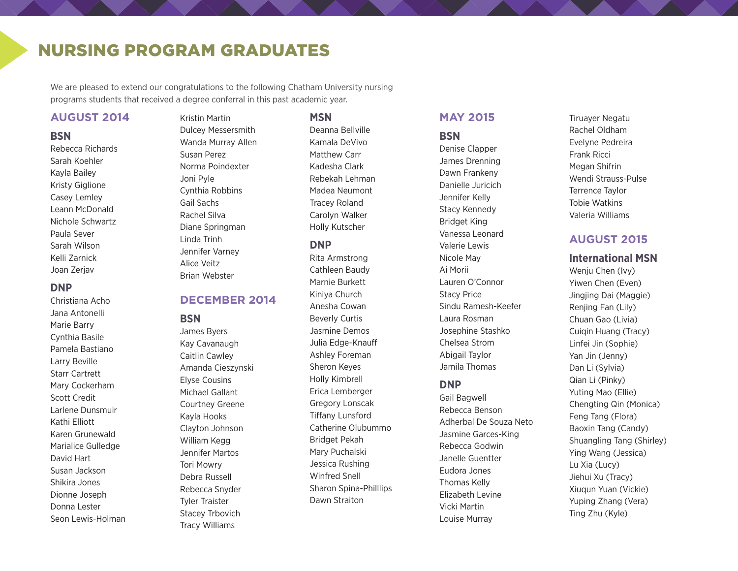# NURSING PROGRAM GRADUATES

We are pleased to extend our congratulations to the following Chatham University nursing programs students that received a degree conferral in this past academic year.

## AUGUST 2014

### BSN

Rebecca Richards
Sarah Koehler
Kayla Bailey
Kristy Giglione
Casey Lemley
Leann McDonald
Nichole Schwartz
Paula Sever
Sarah Wilson
Kelli Zarnick
Joan Zerjav

### DNP

Christiana Acho
Jana Antonelli
Marie Barry
Cynthia Basile
Pamela Bastiano
Larry Beville
Starr Cartrett
Mary Cockerham
Scott Credit
Larlene Dunsmuir
Kathi Elliott
Karen Grunewald
Marialice Gulledge
David Hart
Susan Jackson
Shikira Jones
Dionne Joseph
Donna Lester
Seon Lewis-Holman
Kristin Martin
Dulcey Messersmith
Wanda Murray Allen
Susan Perez
Norma Poindexter
Joni Pyle
Cynthia Robbins
Gail Sachs
Rachel Silva
Diane Springman
Linda Trinh
Jennifer Varney
Alice Veitz
Brian Webster

## DECEMBER 2014

### BSN

James Byers
Kay Cavanaugh
Caitlin Cawley
Amanda Cieszynski
Elyse Cousins
Michael Gallant
Courtney Greene
Kayla Hooks
Clayton Johnson
William Kegg
Jennifer Martos
Tori Mowry
Debra Russell
Rebecca Snyder
Tyler Traister
Stacey Trbovich
Tracy Williams

### MSN

Deanna Bellville
Kamala DeVivo
Matthew Carr
Kadesha Clark
Rebekah Lehman
Madea Neumont
Tracey Roland
Carolyn Walker
Holly Kutscher

### DNP

Rita Armstrong
Cathleen Baudy
Marnie Burkett
Kiniya Church
Anesha Cowan
Beverly Curtis
Jasmine Demos
Julia Edge-Knauff
Ashley Foreman
Sheron Keyes
Holly Kimbrell
Erica Lemberger
Gregory Lonscak
Tiffany Lunsford
Catherine Olubummo
Bridget Pekah
Mary Puchalski
Jessica Rushing
Winfred Snell
Sharon Spina-Philllips
Dawn Straiton

## MAY 2015

### BSN

Denise Clapper
James Drenning
Dawn Frankeny
Danielle Juricich
Jennifer Kelly
Stacy Kennedy
Bridget King
Vanessa Leonard
Valerie Lewis
Nicole May
Ai Morii
Lauren O'Connor
Stacy Price
Sindu Ramesh-Keefer
Laura Rosman
Josephine Stashko
Chelsea Strom
Abigail Taylor
Jamila Thomas

### DNP

Gail Bagwell
Rebecca Benson
Adherbal De Souza Neto
Jasmine Garces-King
Rebecca Godwin
Janelle Guentter
Eudora Jones
Thomas Kelly
Elizabeth Levine
Vicki Martin
Louise Murray
Tiruayer Negatu
Rachel Oldham
Evelyne Pedreira
Frank Ricci
Megan Shifrin
Wendi Strauss-Pulse
Terrence Taylor
Tobie Watkins
Valeria Williams

## AUGUST 2015

### International MSN

Wenju Chen (Ivy)
Yiwen Chen (Even)
Jingjing Dai (Maggie)
Renjing Fan (Lily)
Chuan Gao (Livia)
Cuiqin Huang (Tracy)
Linfei Jin (Sophie)
Yan Jin (Jenny)
Dan Li (Sylvia)
Qian Li (Pinky)
Yuting Mao (Ellie)
Chengting Qin (Monica)
Feng Tang (Flora)
Baoxin Tang (Candy)
Shuangling Tang (Shirley)
Ying Wang (Jessica)
Lu Xia (Lucy)
Jiehui Xu (Tracy)
Xiuqun Yuan (Vickie)
Yuping Zhang (Vera)
Ting Zhu (Kyle)